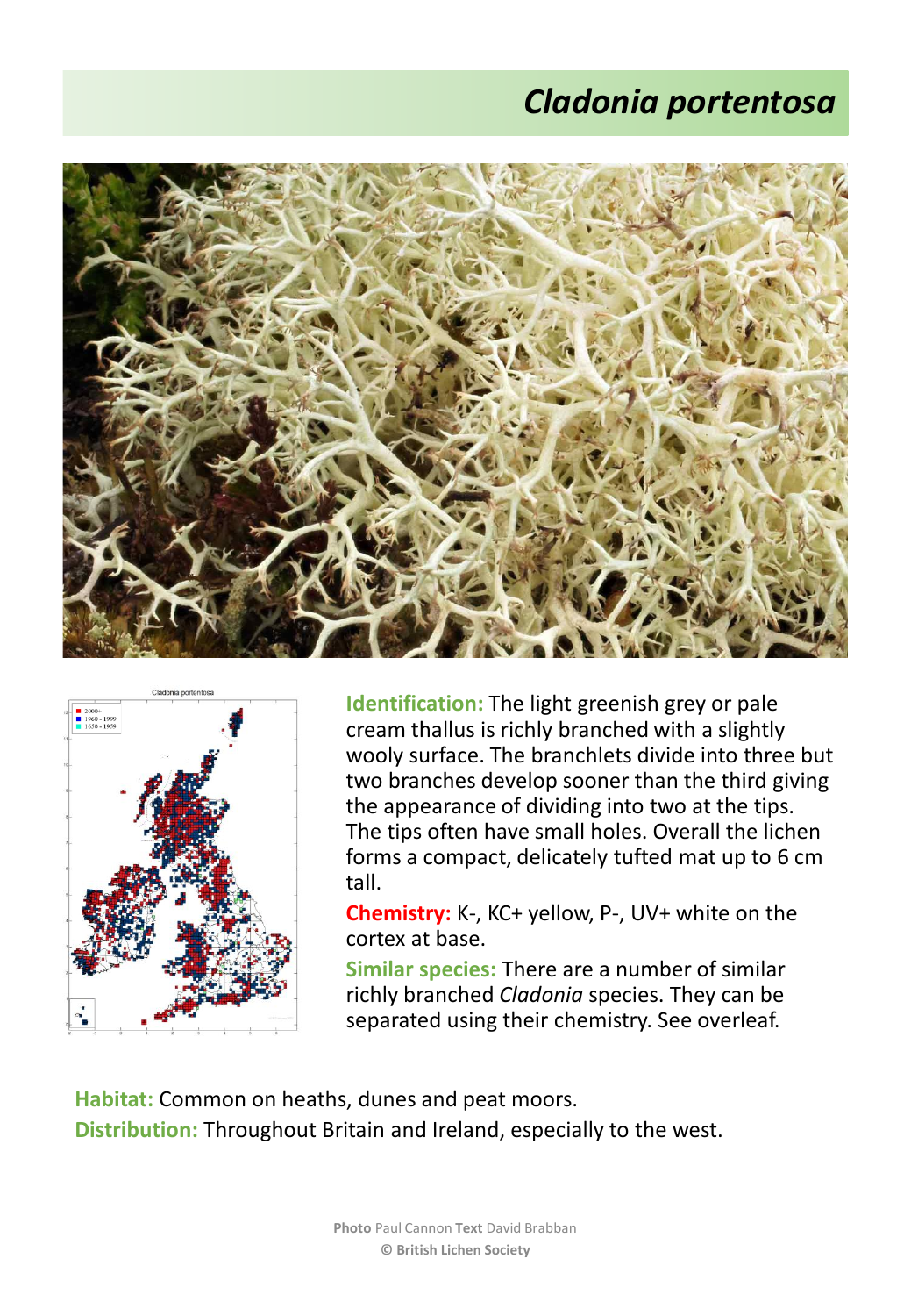# *Cladonia portentosa*

**Identification:** The light greenish grey or pale cream thallus is richly branched with a slightly wooly surface. The branchlets divide into three but two branches develop sooner than the third giving the appearance of dividing into two at the tips. The tips often have small holes. Overall the lichen forms a compact, delicately tufted mat up to 6 cm tall.

**Chemistry:** K-, KC+ yellow, P-, UV+ white on the cortex at base.

**Similar species:** There are a number of similar richly branched *Cladonia* species. They can be separated using their chemistry. See overleaf.

**Habitat:** Common on heaths, dunes and peat moors.

**Distribution:** Throughout Britain and Ireland, especially to the west.

**Photo** Paul Cannon **Text** David Brabban
**© British Lichen Society**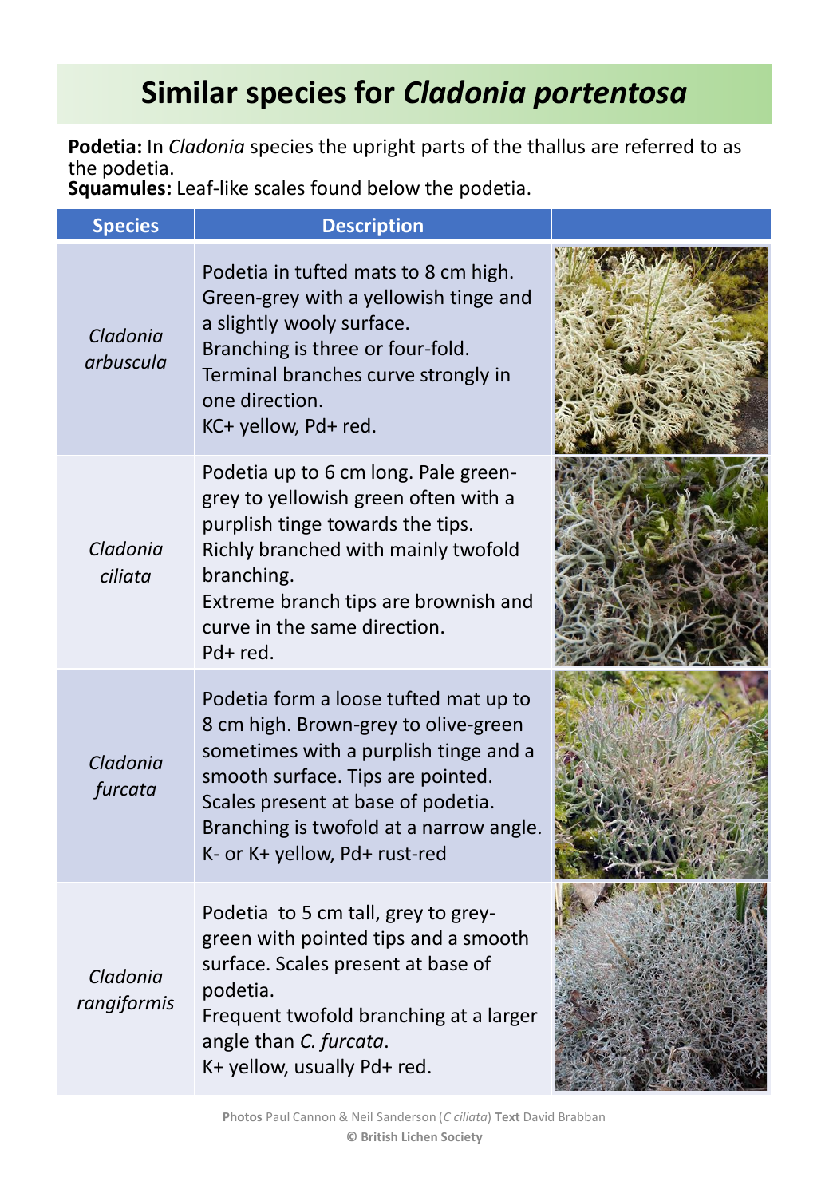# Similar species for *Cladonia portentosa*

**Podetia:** In *Cladonia* species the upright parts of the thallus are referred to as the podetia.
**Squamules:** Leaf-like scales found below the podetia.

| Species | Description | |
|---|---|---|
| *Cladonia arbuscula* | Podetia in tufted mats to 8 cm high. Green-grey with a yellowish tinge and a slightly wooly surface. Branching is three or four-fold. Terminal branches curve strongly in one direction. KC+ yellow, Pd+ red. | |
| *Cladonia ciliata* | Podetia up to 6 cm long. Pale green-grey to yellowish green often with a purplish tinge towards the tips. Richly branched with mainly twofold branching. Extreme branch tips are brownish and curve in the same direction. Pd+ red. | |
| *Cladonia furcata* | Podetia form a loose tufted mat up to 8 cm high. Brown-grey to olive-green sometimes with a purplish tinge and a smooth surface. Tips are pointed. Scales present at base of podetia. Branching is twofold at a narrow angle. K- or K+ yellow, Pd+ rust-red | |
| *Cladonia rangiformis* | Podetia to 5 cm tall, grey to grey-green with pointed tips and a smooth surface. Scales present at base of podetia. Frequent twofold branching at a larger angle than *C. furcata*. K+ yellow, usually Pd+ red. | |

**Photos** Paul Cannon & Neil Sanderson (*C ciliata*) **Text** David Brabban
**© British Lichen Society**